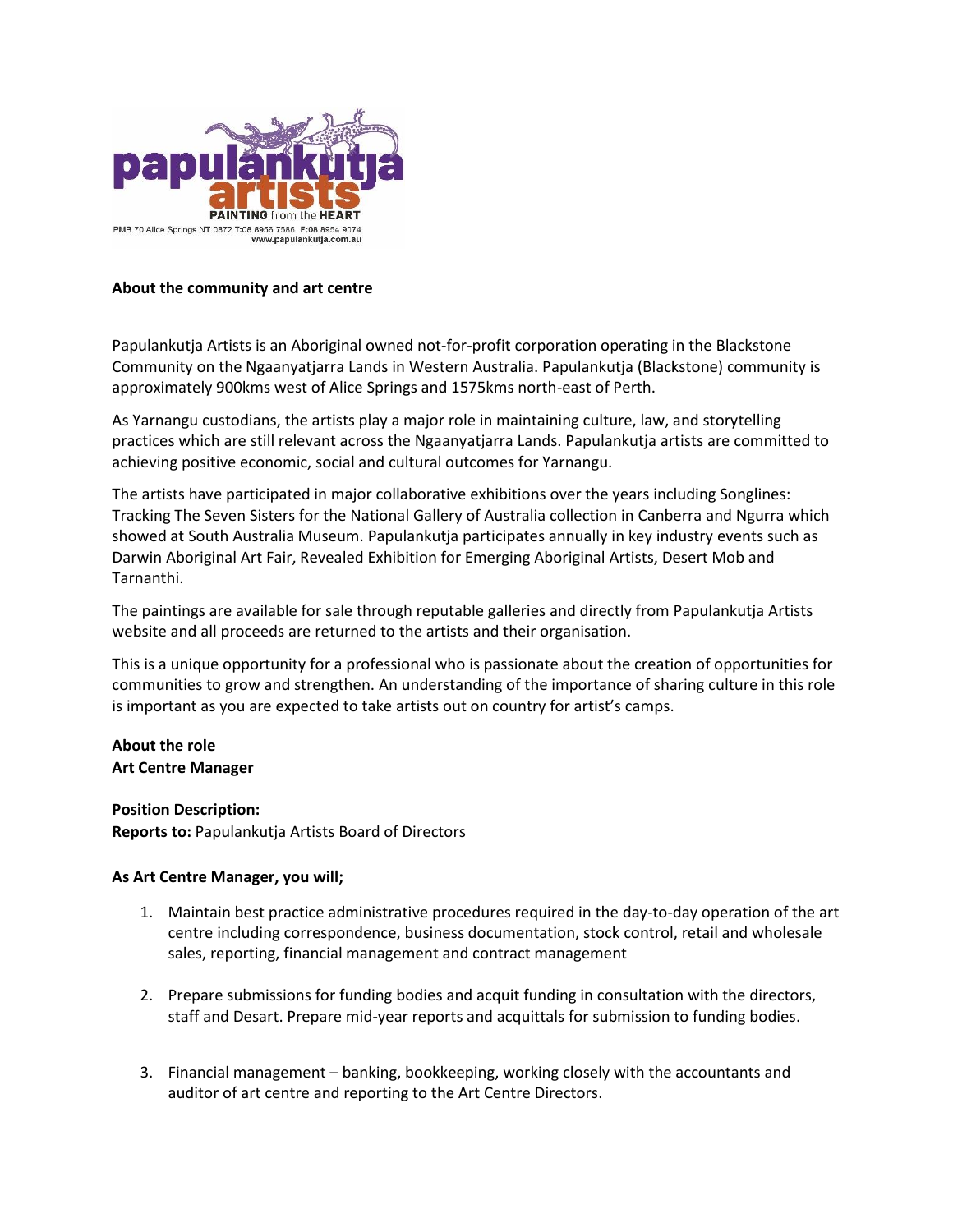papulankutja artists

PAINTING from the HEART

PMB 70 Alice Springs NT 0872 T:08 8956 7586 F:08 8954 9074
www.papulankutja.com.au

**About the community and art centre**

Papulankutja Artists is an Aboriginal owned not-for-profit corporation operating in the Blackstone Community on the Ngaanyatjarra Lands in Western Australia. Papulankutja (Blackstone) community is approximately 900kms west of Alice Springs and 1575kms north-east of Perth.

As Yarnangu custodians, the artists play a major role in maintaining culture, law, and storytelling practices which are still relevant across the Ngaanyatjarra Lands. Papulankutja artists are committed to achieving positive economic, social and cultural outcomes for Yarnangu.

The artists have participated in major collaborative exhibitions over the years including Songlines: Tracking The Seven Sisters for the National Gallery of Australia collection in Canberra and Ngurra which showed at South Australia Museum. Papulankutja participates annually in key industry events such as Darwin Aboriginal Art Fair, Revealed Exhibition for Emerging Aboriginal Artists, Desert Mob and Tarnanthi.

The paintings are available for sale through reputable galleries and directly from Papulankutja Artists website and all proceeds are returned to the artists and their organisation.

This is a unique opportunity for a professional who is passionate about the creation of opportunities for communities to grow and strengthen. An understanding of the importance of sharing culture in this role is important as you are expected to take artists out on country for artist's camps.

**About the role**
**Art Centre Manager**

**Position Description:**
**Reports to:** Papulankutja Artists Board of Directors

**As Art Centre Manager, you will;**

1. Maintain best practice administrative procedures required in the day-to-day operation of the art centre including correspondence, business documentation, stock control, retail and wholesale sales, reporting, financial management and contract management

2. Prepare submissions for funding bodies and acquit funding in consultation with the directors, staff and Desart. Prepare mid-year reports and acquittals for submission to funding bodies.

3. Financial management – banking, bookkeeping, working closely with the accountants and auditor of art centre and reporting to the Art Centre Directors.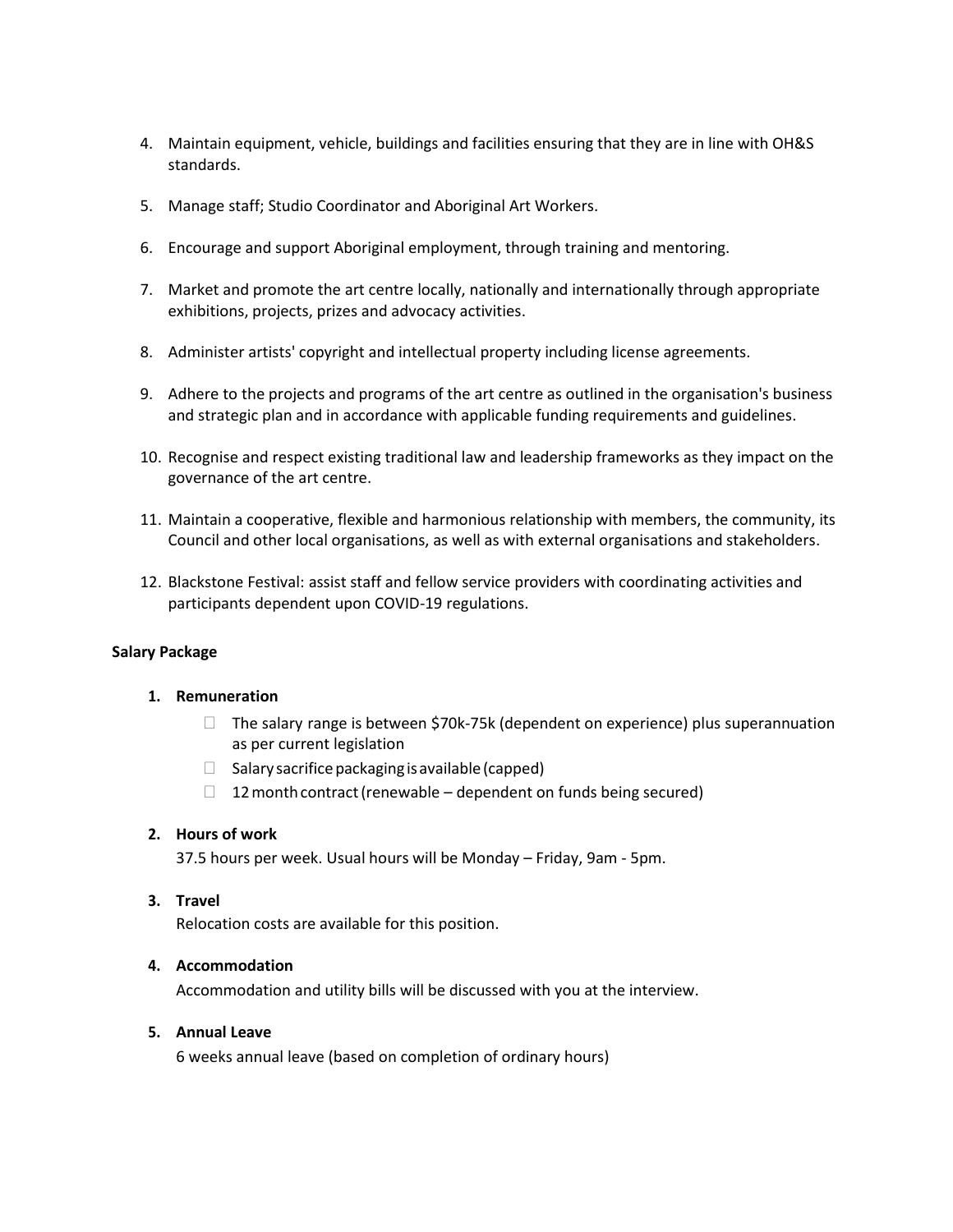4. Maintain equipment, vehicle, buildings and facilities ensuring that they are in line with OH&S standards.

5. Manage staff; Studio Coordinator and Aboriginal Art Workers.

6. Encourage and support Aboriginal employment, through training and mentoring.

7. Market and promote the art centre locally, nationally and internationally through appropriate exhibitions, projects, prizes and advocacy activities.

8. Administer artists' copyright and intellectual property including license agreements.

9. Adhere to the projects and programs of the art centre as outlined in the organisation's business and strategic plan and in accordance with applicable funding requirements and guidelines.

10. Recognise and respect existing traditional law and leadership frameworks as they impact on the governance of the art centre.

11. Maintain a cooperative, flexible and harmonious relationship with members, the community, its Council and other local organisations, as well as with external organisations and stakeholders.

12. Blackstone Festival: assist staff and fellow service providers with coordinating activities and participants dependent upon COVID-19 regulations.

**Salary Package**

1. **Remuneration**
   - The salary range is between $70k-75k (dependent on experience) plus superannuation as per current legislation
   - Salary sacrifice packaging is available (capped)
   - 12 month contract (renewable – dependent on funds being secured)

2. **Hours of work**

   37.5 hours per week. Usual hours will be Monday – Friday, 9am - 5pm.

3. **Travel**

   Relocation costs are available for this position.

4. **Accommodation**

   Accommodation and utility bills will be discussed with you at the interview.

5. **Annual Leave**

   6 weeks annual leave (based on completion of ordinary hours)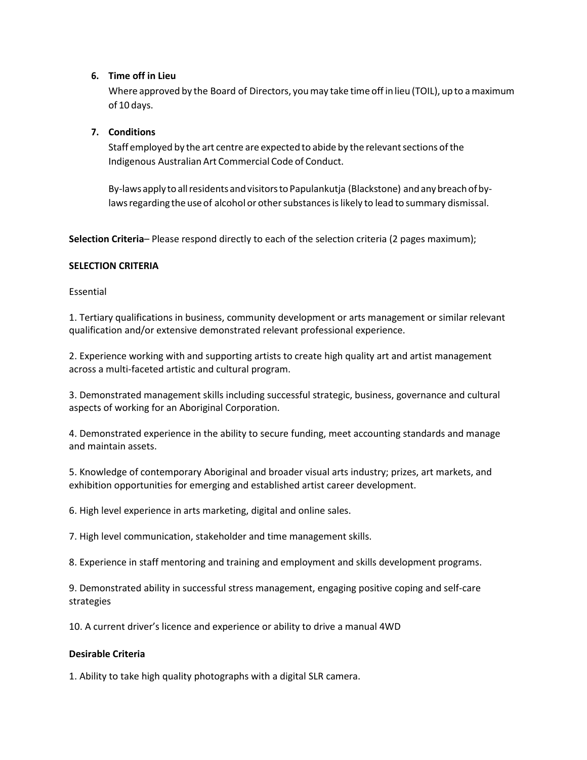6. **Time off in Lieu**

   Where approved by the Board of Directors, you may take time off in lieu (TOIL), up to a maximum of 10 days.

7. **Conditions**

   Staff employed by the art centre are expected to abide by the relevant sections of the Indigenous Australian Art Commercial Code of Conduct.

   By-laws apply to all residents and visitors to Papulankutja (Blackstone) and any breach of by-laws regarding the use of alcohol or other substances is likely to lead to summary dismissal.

**Selection Criteria**– Please respond directly to each of the selection criteria (2 pages maximum);

**SELECTION CRITERIA**

Essential

1. Tertiary qualifications in business, community development or arts management or similar relevant qualification and/or extensive demonstrated relevant professional experience.

2. Experience working with and supporting artists to create high quality art and artist management across a multi-faceted artistic and cultural program.

3. Demonstrated management skills including successful strategic, business, governance and cultural aspects of working for an Aboriginal Corporation.

4. Demonstrated experience in the ability to secure funding, meet accounting standards and manage and maintain assets.

5. Knowledge of contemporary Aboriginal and broader visual arts industry; prizes, art markets, and exhibition opportunities for emerging and established artist career development.

6. High level experience in arts marketing, digital and online sales.

7. High level communication, stakeholder and time management skills.

8. Experience in staff mentoring and training and employment and skills development programs.

9. Demonstrated ability in successful stress management, engaging positive coping and self-care strategies

10. A current driver's licence and experience or ability to drive a manual 4WD

**Desirable Criteria**

1. Ability to take high quality photographs with a digital SLR camera.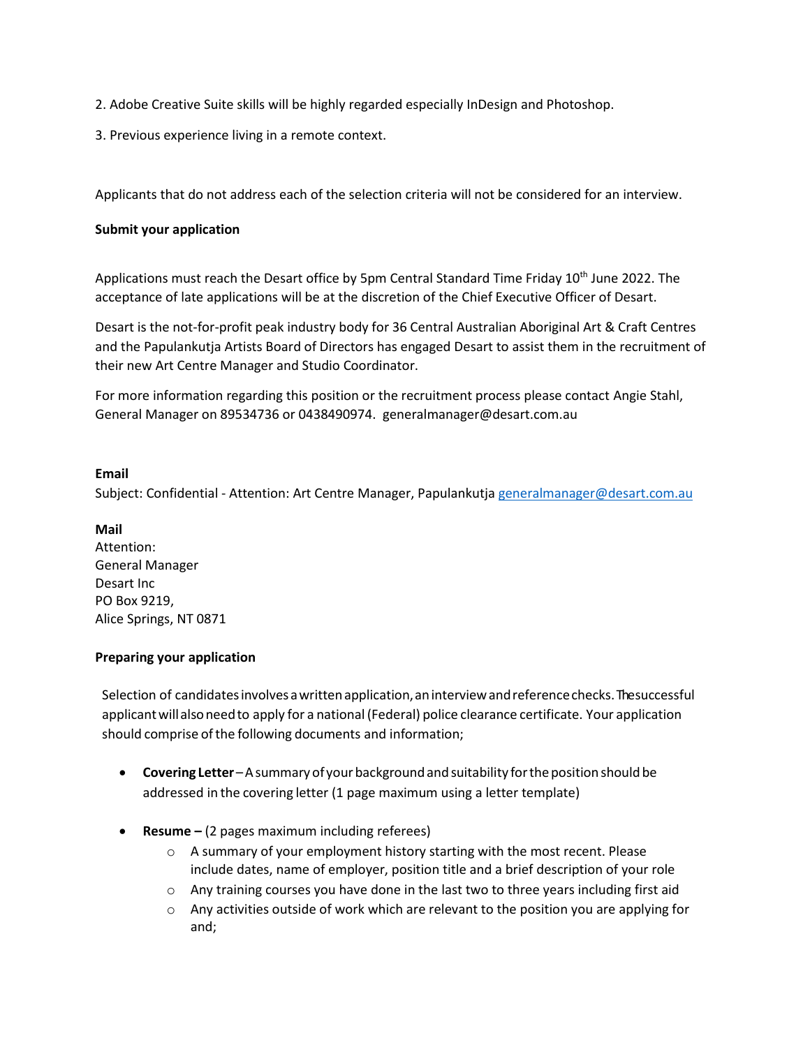2. Adobe Creative Suite skills will be highly regarded especially InDesign and Photoshop.

3. Previous experience living in a remote context.

Applicants that do not address each of the selection criteria will not be considered for an interview.

**Submit your application**

Applications must reach the Desart office by 5pm Central Standard Time Friday 10th June 2022. The acceptance of late applications will be at the discretion of the Chief Executive Officer of Desart.

Desart is the not-for-profit peak industry body for 36 Central Australian Aboriginal Art & Craft Centres and the Papulankutja Artists Board of Directors has engaged Desart to assist them in the recruitment of their new Art Centre Manager and Studio Coordinator.

For more information regarding this position or the recruitment process please contact Angie Stahl, General Manager on 89534736 or 0438490974. generalmanager@desart.com.au

**Email**
Subject: Confidential - Attention: Art Centre Manager, Papulankutja generalmanager@desart.com.au

**Mail**
Attention:
General Manager
Desart Inc
PO Box 9219,
Alice Springs, NT 0871

**Preparing your application**

Selection of candidates involves a written application, an interview and reference checks. The successful applicant will also need to apply for a national (Federal) police clearance certificate. Your application should comprise of the following documents and information;

- **Covering Letter** – A summary of your background and suitability for the position should be addressed in the covering letter (1 page maximum using a letter template)

- **Resume –** (2 pages maximum including referees)
  - A summary of your employment history starting with the most recent. Please include dates, name of employer, position title and a brief description of your role
  - Any training courses you have done in the last two to three years including first aid
  - Any activities outside of work which are relevant to the position you are applying for and;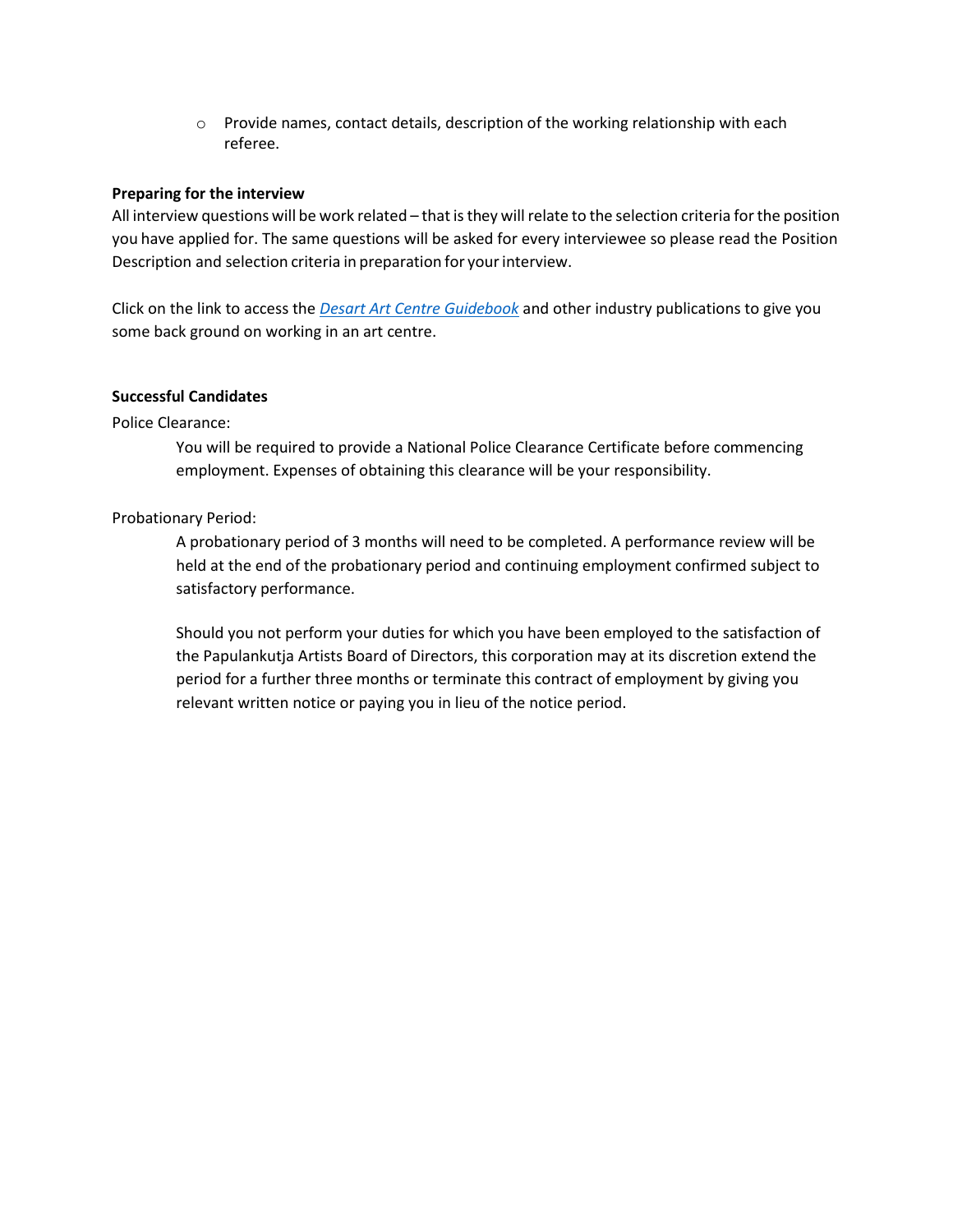- Provide names, contact details, description of the working relationship with each referee.

**Preparing for the interview**

All interview questions will be work related – that is they will relate to the selection criteria for the position you have applied for. The same questions will be asked for every interviewee so please read the Position Description and selection criteria in preparation for your interview.

Click on the link to access the *Desart Art Centre Guidebook* and other industry publications to give you some back ground on working in an art centre.

**Successful Candidates**

Police Clearance:

You will be required to provide a National Police Clearance Certificate before commencing employment. Expenses of obtaining this clearance will be your responsibility.

Probationary Period:

A probationary period of 3 months will need to be completed. A performance review will be held at the end of the probationary period and continuing employment confirmed subject to satisfactory performance.

Should you not perform your duties for which you have been employed to the satisfaction of the Papulankutja Artists Board of Directors, this corporation may at its discretion extend the period for a further three months or terminate this contract of employment by giving you relevant written notice or paying you in lieu of the notice period.